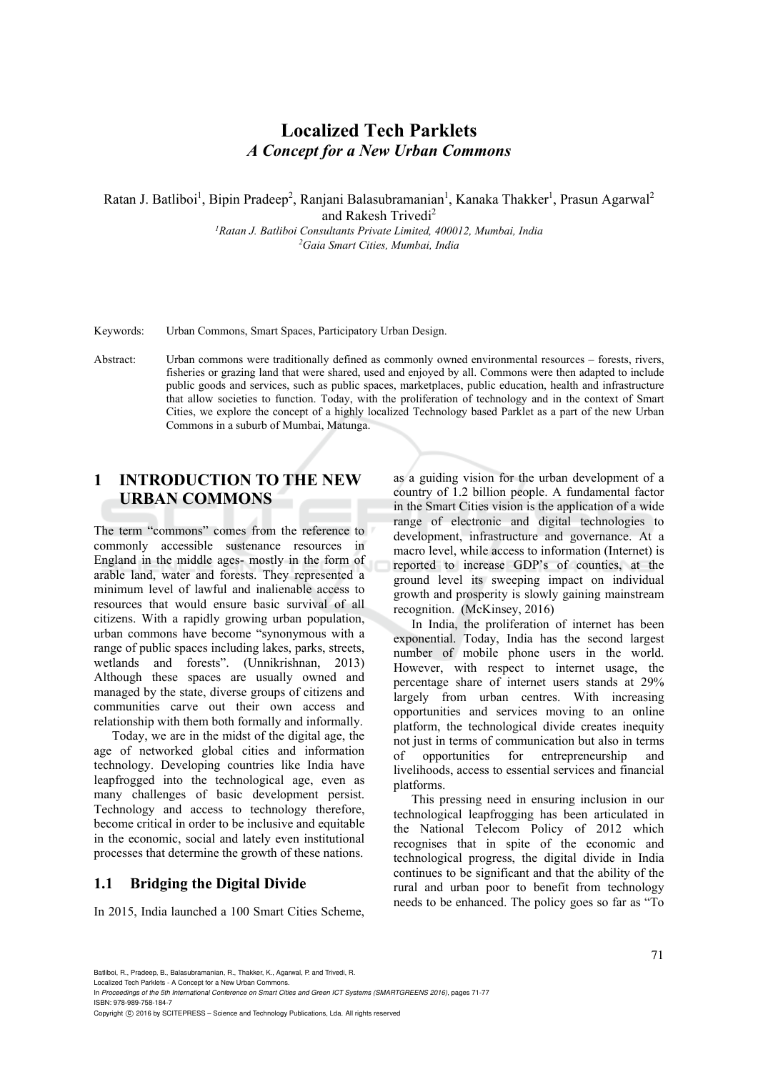# Localized Tech Parklets

## *A Concept for a New Urban Commons*

Ratan J. Batliboi[1], Bipin Pradeep[2], Ranjani Balasubramanian[1], Kanaka Thakker[1], Prasun Agarwal[2] and Rakesh Trivedi[2]

[1]*Ratan J. Batliboi Consultants Private Limited, 400012, Mumbai, India*

[2]*Gaia Smart Cities, Mumbai, India*

Keywords: Urban Commons, Smart Spaces, Participatory Urban Design.

Abstract: Urban commons were traditionally defined as commonly owned environmental resources – forests, rivers, fisheries or grazing land that were shared, used and enjoyed by all. Commons were then adapted to include public goods and services, such as public spaces, marketplaces, public education, health and infrastructure that allow societies to function. Today, with the proliferation of technology and in the context of Smart Cities, we explore the concept of a highly localized Technology based Parklet as a part of the new Urban Commons in a suburb of Mumbai, Matunga.

## 1 INTRODUCTION TO THE NEW URBAN COMMONS

The term "commons" comes from the reference to commonly accessible sustenance resources in England in the middle ages- mostly in the form of arable land, water and forests. They represented a minimum level of lawful and inalienable access to resources that would ensure basic survival of all citizens. With a rapidly growing urban population, urban commons have become "synonymous with a range of public spaces including lakes, parks, streets, wetlands and forests". (Unnikrishnan, 2013) Although these spaces are usually owned and managed by the state, diverse groups of citizens and communities carve out their own access and relationship with them both formally and informally.

Today, we are in the midst of the digital age, the age of networked global cities and information technology. Developing countries like India have leapfrogged into the technological age, even as many challenges of basic development persist. Technology and access to technology therefore, become critical in order to be inclusive and equitable in the economic, social and lately even institutional processes that determine the growth of these nations.

### 1.1 Bridging the Digital Divide

In 2015, India launched a 100 Smart Cities Scheme, as a guiding vision for the urban development of a country of 1.2 billion people. A fundamental factor in the Smart Cities vision is the application of a wide range of electronic and digital technologies to development, infrastructure and governance. At a macro level, while access to information (Internet) is reported to increase GDP's of counties, at the ground level its sweeping impact on individual growth and prosperity is slowly gaining mainstream recognition. (McKinsey, 2016)

In India, the proliferation of internet has been exponential. Today, India has the second largest number of mobile phone users in the world. However, with respect to internet usage, the percentage share of internet users stands at 29% largely from urban centres. With increasing opportunities and services moving to an online platform, the technological divide creates inequity not just in terms of communication but also in terms of opportunities for entrepreneurship and livelihoods, access to essential services and financial platforms.

This pressing need in ensuring inclusion in our technological leapfrogging has been articulated in the National Telecom Policy of 2012 which recognises that in spite of the economic and technological progress, the digital divide in India continues to be significant and that the ability of the rural and urban poor to benefit from technology needs to be enhanced. The policy goes so far as "To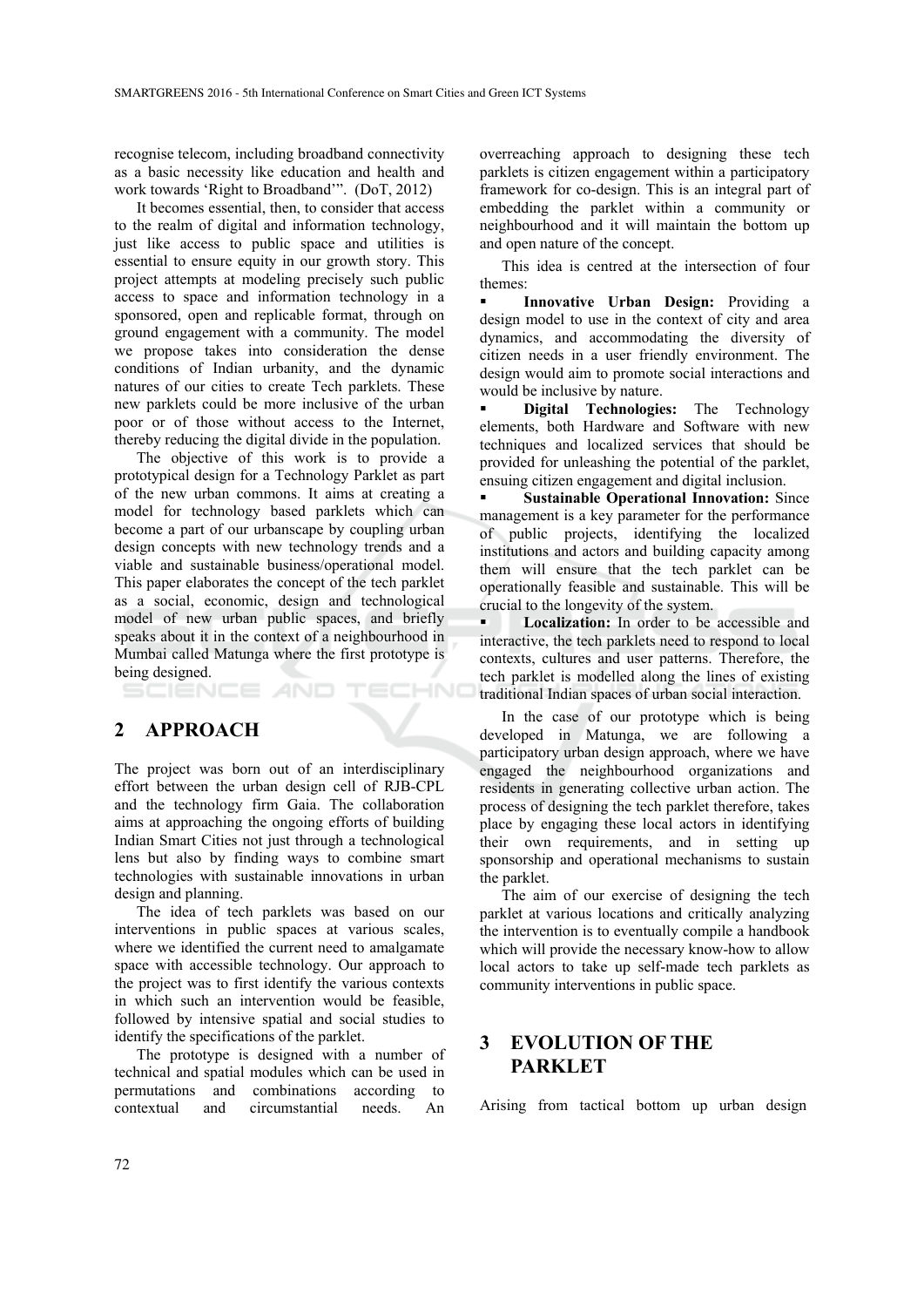recognise telecom, including broadband connectivity as a basic necessity like education and health and work towards 'Right to Broadband'". (DoT, 2012)

It becomes essential, then, to consider that access to the realm of digital and information technology, just like access to public space and utilities is essential to ensure equity in our growth story. This project attempts at modeling precisely such public access to space and information technology in a sponsored, open and replicable format, through on ground engagement with a community. The model we propose takes into consideration the dense conditions of Indian urbanity, and the dynamic natures of our cities to create Tech parklets. These new parklets could be more inclusive of the urban poor or of those without access to the Internet, thereby reducing the digital divide in the population.

The objective of this work is to provide a prototypical design for a Technology Parklet as part of the new urban commons. It aims at creating a model for technology based parklets which can become a part of our urbanscape by coupling urban design concepts with new technology trends and a viable and sustainable business/operational model. This paper elaborates the concept of the tech parklet as a social, economic, design and technological model of new urban public spaces, and briefly speaks about it in the context of a neighbourhood in Mumbai called Matunga where the first prototype is being designed.

## 2 APPROACH

The project was born out of an interdisciplinary effort between the urban design cell of RJB-CPL and the technology firm Gaia. The collaboration aims at approaching the ongoing efforts of building Indian Smart Cities not just through a technological lens but also by finding ways to combine smart technologies with sustainable innovations in urban design and planning.

The idea of tech parklets was based on our interventions in public spaces at various scales, where we identified the current need to amalgamate space with accessible technology. Our approach to the project was to first identify the various contexts in which such an intervention would be feasible, followed by intensive spatial and social studies to identify the specifications of the parklet.

The prototype is designed with a number of technical and spatial modules which can be used in permutations and combinations according to contextual and circumstantial needs. An overreaching approach to designing these tech parklets is citizen engagement within a participatory framework for co-design. This is an integral part of embedding the parklet within a community or neighbourhood and it will maintain the bottom up and open nature of the concept.

This idea is centred at the intersection of four themes:

- **Innovative Urban Design:** Providing a design model to use in the context of city and area dynamics, and accommodating the diversity of citizen needs in a user friendly environment. The design would aim to promote social interactions and would be inclusive by nature.
- **Digital Technologies:** The Technology elements, both Hardware and Software with new techniques and localized services that should be provided for unleashing the potential of the parklet, ensuing citizen engagement and digital inclusion.
- **Sustainable Operational Innovation:** Since management is a key parameter for the performance of public projects, identifying the localized institutions and actors and building capacity among them will ensure that the tech parklet can be operationally feasible and sustainable. This will be crucial to the longevity of the system.
- **Localization:** In order to be accessible and interactive, the tech parklets need to respond to local contexts, cultures and user patterns. Therefore, the tech parklet is modelled along the lines of existing traditional Indian spaces of urban social interaction.

In the case of our prototype which is being developed in Matunga, we are following a participatory urban design approach, where we have engaged the neighbourhood organizations and residents in generating collective urban action. The process of designing the tech parklet therefore, takes place by engaging these local actors in identifying their own requirements, and in setting up sponsorship and operational mechanisms to sustain the parklet.

The aim of our exercise of designing the tech parklet at various locations and critically analyzing the intervention is to eventually compile a handbook which will provide the necessary know-how to allow local actors to take up self-made tech parklets as community interventions in public space.

## 3 EVOLUTION OF THE PARKLET

Arising from tactical bottom up urban design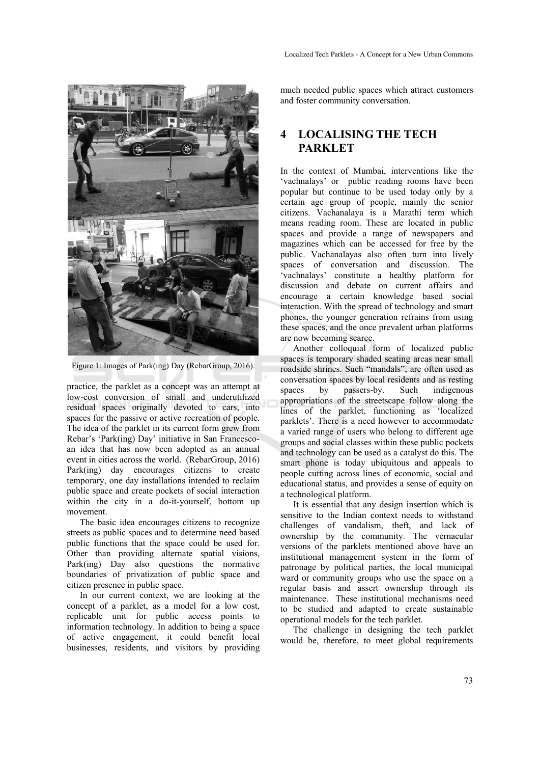Figure 1: Images of Park(ing) Day (RebarGroup, 2016).

practice, the parklet as a concept was an attempt at low-cost conversion of small and underutilized residual spaces originally devoted to cars, into spaces for the passive or active recreation of people. The idea of the parklet in its current form grew from Rebar's 'Park(ing) Day' initiative in San Francesco- an idea that has now been adopted as an annual event in cities across the world. (RebarGroup, 2016) Park(ing) day encourages citizens to create temporary, one day installations intended to reclaim public space and create pockets of social interaction within the city in a do-it-yourself, bottom up movement.

The basic idea encourages citizens to recognize streets as public spaces and to determine need based public functions that the space could be used for. Other than providing alternate spatial visions, Park(ing) Day also questions the normative boundaries of privatization of public space and citizen presence in public space.

In our current context, we are looking at the concept of a parklet, as a model for a low cost, replicable unit for public access points to information technology. In addition to being a space of active engagement, it could benefit local businesses, residents, and visitors by providing much needed public spaces which attract customers and foster community conversation.

## 4 LOCALISING THE TECH PARKLET

In the context of Mumbai, interventions like the 'vachnalays' or public reading rooms have been popular but continue to be used today only by a certain age group of people, mainly the senior citizens. Vachanalaya is a Marathi term which means reading room. These are located in public spaces and provide a range of newspapers and magazines which can be accessed for free by the public. Vachanalayas also often turn into lively spaces of conversation and discussion. The 'vachnalays' constitute a healthy platform for discussion and debate on current affairs and encourage a certain knowledge based social interaction. With the spread of technology and smart phones, the younger generation refrains from using these spaces, and the once prevalent urban platforms are now becoming scarce.

Another colloquial form of localized public spaces is temporary shaded seating areas near small roadside shrines. Such "mandals", are often used as conversation spaces by local residents and as resting spaces by passers-by. Such indigenous appropriations of the streetscape follow along the lines of the parklet, functioning as 'localized parklets'. There is a need however to accommodate a varied range of users who belong to different age groups and social classes within these public pockets and technology can be used as a catalyst do this. The smart phone is today ubiquitous and appeals to people cutting across lines of economic, social and educational status, and provides a sense of equity on a technological platform.

It is essential that any design insertion which is sensitive to the Indian context needs to withstand challenges of vandalism, theft, and lack of ownership by the community. The vernacular versions of the parklets mentioned above have an institutional management system in the form of patronage by political parties, the local municipal ward or community groups who use the space on a regular basis and assert ownership through its maintenance. These institutional mechanisms need to be studied and adapted to create sustainable operational models for the tech parklet.

The challenge in designing the tech parklet would be, therefore, to meet global requirements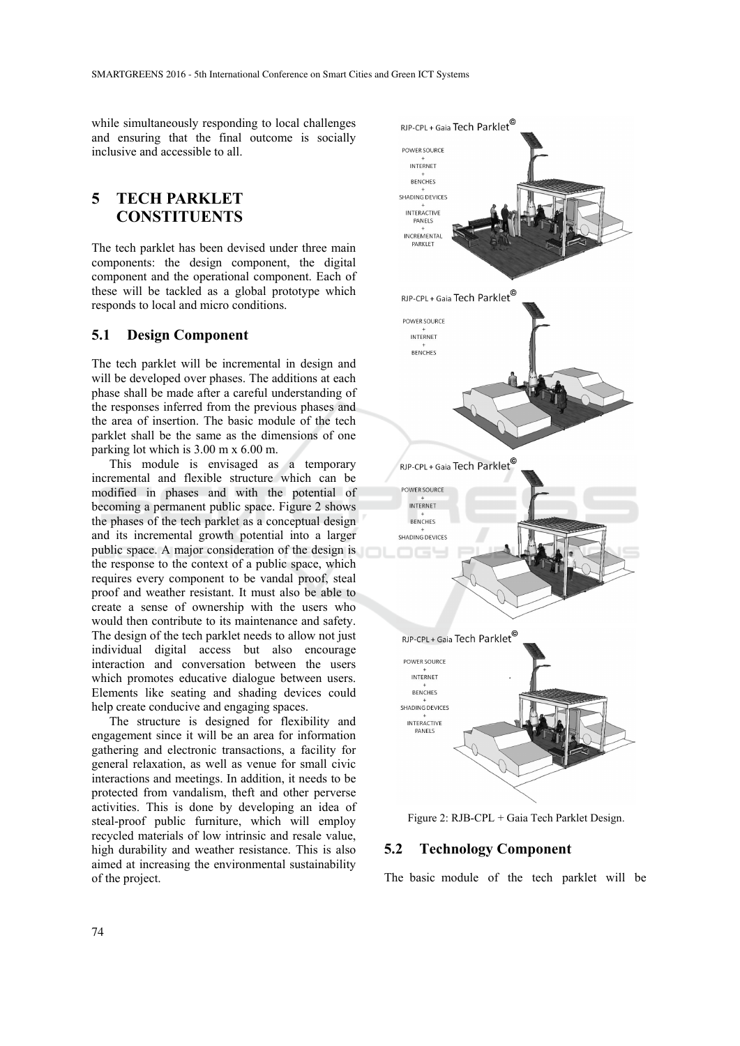while simultaneously responding to local challenges and ensuring that the final outcome is socially inclusive and accessible to all.

# 5 TECH PARKLET CONSTITUENTS

The tech parklet has been devised under three main components: the design component, the digital component and the operational component. Each of these will be tackled as a global prototype which responds to local and micro conditions.

## 5.1 Design Component

The tech parklet will be incremental in design and will be developed over phases. The additions at each phase shall be made after a careful understanding of the responses inferred from the previous phases and the area of insertion. The basic module of the tech parklet shall be the same as the dimensions of one parking lot which is 3.00 m x 6.00 m.

This module is envisaged as a temporary incremental and flexible structure which can be modified in phases and with the potential of becoming a permanent public space. Figure 2 shows the phases of the tech parklet as a conceptual design and its incremental growth potential into a larger public space. A major consideration of the design is the response to the context of a public space, which requires every component to be vandal proof, steal proof and weather resistant. It must also be able to create a sense of ownership with the users who would then contribute to its maintenance and safety. The design of the tech parklet needs to allow not just individual digital access but also encourage interaction and conversation between the users which promotes educative dialogue between users. Elements like seating and shading devices could help create conducive and engaging spaces.

The structure is designed for flexibility and engagement since it will be an area for information gathering and electronic transactions, a facility for general relaxation, as well as venue for small civic interactions and meetings. In addition, it needs to be protected from vandalism, theft and other perverse activities. This is done by developing an idea of steal-proof public furniture, which will employ recycled materials of low intrinsic and resale value, high durability and weather resistance. This is also aimed at increasing the environmental sustainability of the project.

Figure 2: RJB-CPL + Gaia Tech Parklet Design.

## 5.2 Technology Component

The basic module of the tech parklet will be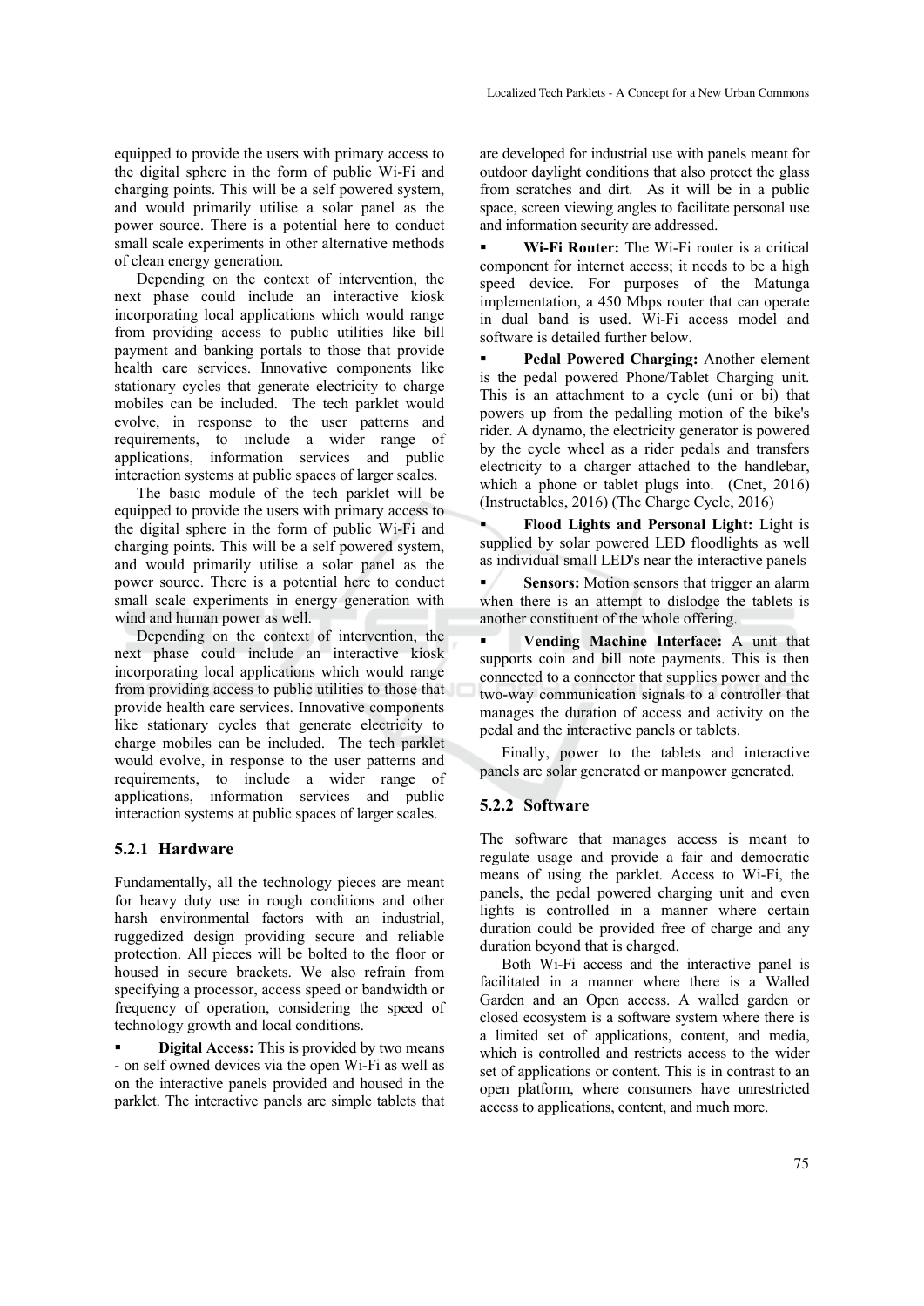equipped to provide the users with primary access to the digital sphere in the form of public Wi-Fi and charging points. This will be a self powered system, and would primarily utilise a solar panel as the power source. There is a potential here to conduct small scale experiments in other alternative methods of clean energy generation.

Depending on the context of intervention, the next phase could include an interactive kiosk incorporating local applications which would range from providing access to public utilities like bill payment and banking portals to those that provide health care services. Innovative components like stationary cycles that generate electricity to charge mobiles can be included. The tech parklet would evolve, in response to the user patterns and requirements, to include a wider range of applications, information services and public interaction systems at public spaces of larger scales.

The basic module of the tech parklet will be equipped to provide the users with primary access to the digital sphere in the form of public Wi-Fi and charging points. This will be a self powered system, and would primarily utilise a solar panel as the power source. There is a potential here to conduct small scale experiments in energy generation with wind and human power as well.

Depending on the context of intervention, the next phase could include an interactive kiosk incorporating local applications which would range from providing access to public utilities to those that provide health care services. Innovative components like stationary cycles that generate electricity to charge mobiles can be included. The tech parklet would evolve, in response to the user patterns and requirements, to include a wider range of applications, information services and public interaction systems at public spaces of larger scales.

### 5.2.1 Hardware

Fundamentally, all the technology pieces are meant for heavy duty use in rough conditions and other harsh environmental factors with an industrial, ruggedized design providing secure and reliable protection. All pieces will be bolted to the floor or housed in secure brackets. We also refrain from specifying a processor, access speed or bandwidth or frequency of operation, considering the speed of technology growth and local conditions.

- **Digital Access:** This is provided by two means - on self owned devices via the open Wi-Fi as well as on the interactive panels provided and housed in the parklet. The interactive panels are simple tablets that are developed for industrial use with panels meant for outdoor daylight conditions that also protect the glass from scratches and dirt. As it will be in a public space, screen viewing angles to facilitate personal use and information security are addressed.
- **Wi-Fi Router:** The Wi-Fi router is a critical component for internet access; it needs to be a high speed device. For purposes of the Matunga implementation, a 450 Mbps router that can operate in dual band is used. Wi-Fi access model and software is detailed further below.
- **Pedal Powered Charging:** Another element is the pedal powered Phone/Tablet Charging unit. This is an attachment to a cycle (uni or bi) that powers up from the pedalling motion of the bike's rider. A dynamo, the electricity generator is powered by the cycle wheel as a rider pedals and transfers electricity to a charger attached to the handlebar, which a phone or tablet plugs into. (Cnet, 2016) (Instructables, 2016) (The Charge Cycle, 2016)
- **Flood Lights and Personal Light:** Light is supplied by solar powered LED floodlights as well as individual small LED's near the interactive panels
- **Sensors:** Motion sensors that trigger an alarm when there is an attempt to dislodge the tablets is another constituent of the whole offering.
- **Vending Machine Interface:** A unit that supports coin and bill note payments. This is then connected to a connector that supplies power and the two-way communication signals to a controller that manages the duration of access and activity on the pedal and the interactive panels or tablets.

Finally, power to the tablets and interactive panels are solar generated or manpower generated.

### 5.2.2 Software

The software that manages access is meant to regulate usage and provide a fair and democratic means of using the parklet. Access to Wi-Fi, the panels, the pedal powered charging unit and even lights is controlled in a manner where certain duration could be provided free of charge and any duration beyond that is charged.

Both Wi-Fi access and the interactive panel is facilitated in a manner where there is a Walled Garden and an Open access. A walled garden or closed ecosystem is a software system where there is a limited set of applications, content, and media, which is controlled and restricts access to the wider set of applications or content. This is in contrast to an open platform, where consumers have unrestricted access to applications, content, and much more.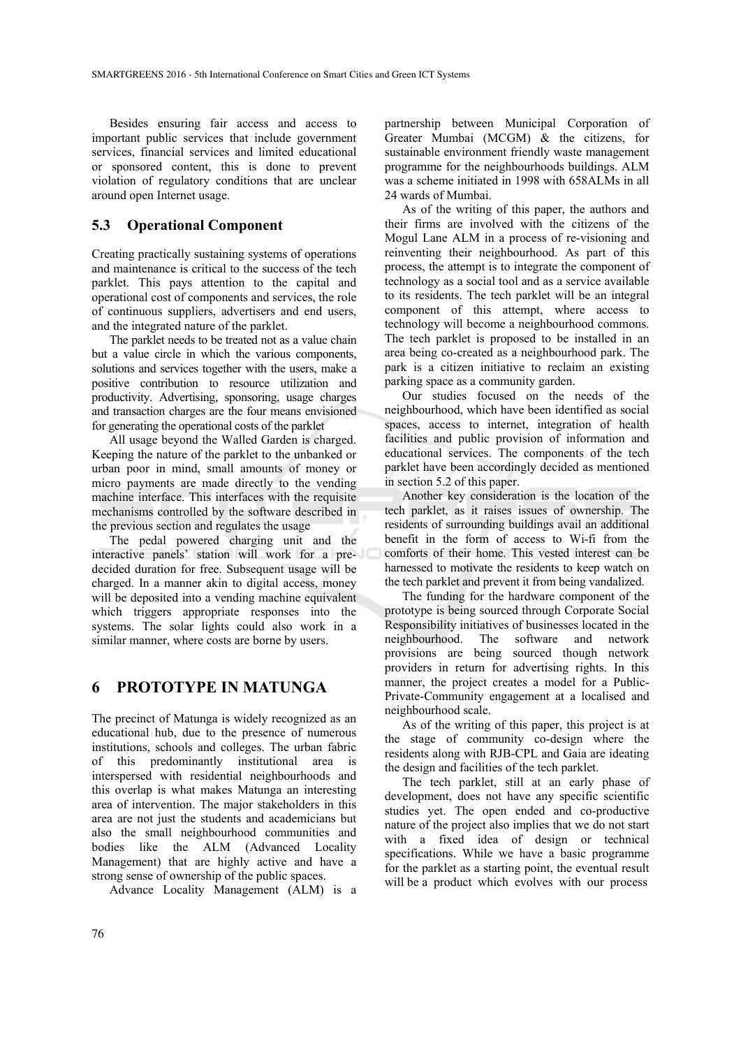Besides ensuring fair access and access to important public services that include government services, financial services and limited educational or sponsored content, this is done to prevent violation of regulatory conditions that are unclear around open Internet usage.

### 5.3 Operational Component

Creating practically sustaining systems of operations and maintenance is critical to the success of the tech parklet. This pays attention to the capital and operational cost of components and services, the role of continuous suppliers, advertisers and end users, and the integrated nature of the parklet.

The parklet needs to be treated not as a value chain but a value circle in which the various components, solutions and services together with the users, make a positive contribution to resource utilization and productivity. Advertising, sponsoring, usage charges and transaction charges are the four means envisioned for generating the operational costs of the parklet

All usage beyond the Walled Garden is charged. Keeping the nature of the parklet to the unbanked or urban poor in mind, small amounts of money or micro payments are made directly to the vending machine interface. This interfaces with the requisite mechanisms controlled by the software described in the previous section and regulates the usage

The pedal powered charging unit and the interactive panels' station will work for a pre-decided duration for free. Subsequent usage will be charged. In a manner akin to digital access, money will be deposited into a vending machine equivalent which triggers appropriate responses into the systems. The solar lights could also work in a similar manner, where costs are borne by users.

## 6 PROTOTYPE IN MATUNGA

The precinct of Matunga is widely recognized as an educational hub, due to the presence of numerous institutions, schools and colleges. The urban fabric of this predominantly institutional area is interspersed with residential neighbourhoods and this overlap is what makes Matunga an interesting area of intervention. The major stakeholders in this area are not just the students and academicians but also the small neighbourhood communities and bodies like the ALM (Advanced Locality Management) that are highly active and have a strong sense of ownership of the public spaces.

Advance Locality Management (ALM) is a partnership between Municipal Corporation of Greater Mumbai (MCGM) & the citizens, for sustainable environment friendly waste management programme for the neighbourhoods buildings. ALM was a scheme initiated in 1998 with 658ALMs in all 24 wards of Mumbai.

As of the writing of this paper, the authors and their firms are involved with the citizens of the Mogul Lane ALM in a process of re-visioning and reinventing their neighbourhood. As part of this process, the attempt is to integrate the component of technology as a social tool and as a service available to its residents. The tech parklet will be an integral component of this attempt, where access to technology will become a neighbourhood commons. The tech parklet is proposed to be installed in an area being co-created as a neighbourhood park. The park is a citizen initiative to reclaim an existing parking space as a community garden.

Our studies focused on the needs of the neighbourhood, which have been identified as social spaces, access to internet, integration of health facilities and public provision of information and educational services. The components of the tech parklet have been accordingly decided as mentioned in section 5.2 of this paper.

Another key consideration is the location of the tech parklet, as it raises issues of ownership. The residents of surrounding buildings avail an additional benefit in the form of access to Wi-fi from the comforts of their home. This vested interest can be harnessed to motivate the residents to keep watch on the tech parklet and prevent it from being vandalized.

The funding for the hardware component of the prototype is being sourced through Corporate Social Responsibility initiatives of businesses located in the neighbourhood. The software and network provisions are being sourced though network providers in return for advertising rights. In this manner, the project creates a model for a Public-Private-Community engagement at a localised and neighbourhood scale.

As of the writing of this paper, this project is at the stage of community co-design where the residents along with RJB-CPL and Gaia are ideating the design and facilities of the tech parklet.

The tech parklet, still at an early phase of development, does not have any specific scientific studies yet. The open ended and co-productive nature of the project also implies that we do not start with a fixed idea of design or technical specifications. While we have a basic programme for the parklet as a starting point, the eventual result will be a product which evolves with our process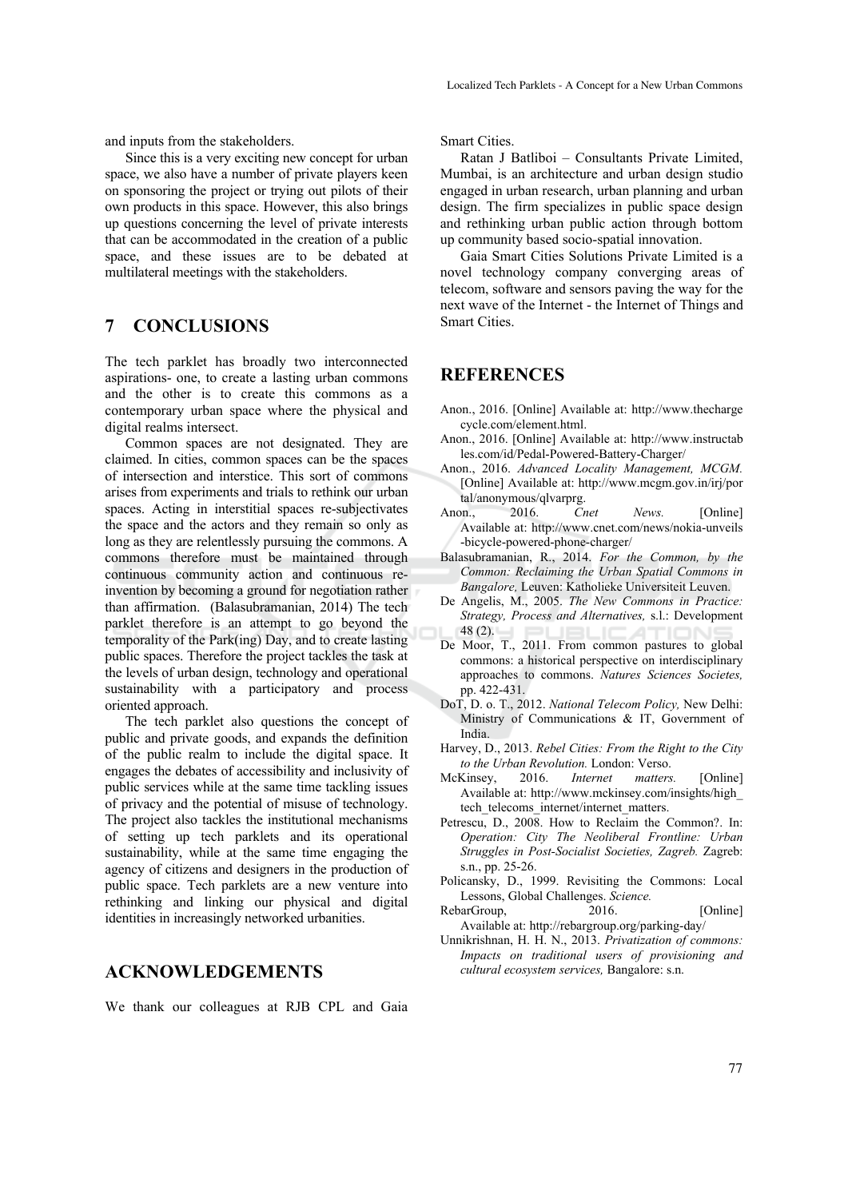and inputs from the stakeholders.

Since this is a very exciting new concept for urban space, we also have a number of private players keen on sponsoring the project or trying out pilots of their own products in this space. However, this also brings up questions concerning the level of private interests that can be accommodated in the creation of a public space, and these issues are to be debated at multilateral meetings with the stakeholders.

# 7 CONCLUSIONS

The tech parklet has broadly two interconnected aspirations- one, to create a lasting urban commons and the other is to create this commons as a contemporary urban space where the physical and digital realms intersect.

Common spaces are not designated. They are claimed. In cities, common spaces can be the spaces of intersection and interstice. This sort of commons arises from experiments and trials to rethink our urban spaces. Acting in interstitial spaces re-subjectivates the space and the actors and they remain so only as long as they are relentlessly pursuing the commons. A commons therefore must be maintained through continuous community action and continuous re-invention by becoming a ground for negotiation rather than affirmation. (Balasubramanian, 2014) The tech parklet therefore is an attempt to go beyond the temporality of the Park(ing) Day, and to create lasting public spaces. Therefore the project tackles the task at the levels of urban design, technology and operational sustainability with a participatory and process oriented approach.

The tech parklet also questions the concept of public and private goods, and expands the definition of the public realm to include the digital space. It engages the debates of accessibility and inclusivity of public services while at the same time tackling issues of privacy and the potential of misuse of technology. The project also tackles the institutional mechanisms of setting up tech parklets and its operational sustainability, while at the same time engaging the agency of citizens and designers in the production of public space. Tech parklets are a new venture into rethinking and linking our physical and digital identities in increasingly networked urbanities.

# ACKNOWLEDGEMENTS

We thank our colleagues at RJB CPL and Gaia Smart Cities.

Ratan J Batliboi – Consultants Private Limited, Mumbai, is an architecture and urban design studio engaged in urban research, urban planning and urban design. The firm specializes in public space design and rethinking urban public action through bottom up community based socio-spatial innovation.

Gaia Smart Cities Solutions Private Limited is a novel technology company converging areas of telecom, software and sensors paving the way for the next wave of the Internet - the Internet of Things and Smart Cities.

# REFERENCES

Anon., 2016. [Online] Available at: http://www.thechargecycle.com/element.html.

Anon., 2016. [Online] Available at: http://www.instructables.com/id/Pedal-Powered-Battery-Charger/

Anon., 2016. *Advanced Locality Management, MCGM.* [Online] Available at: http://www.mcgm.gov.in/irj/portal/anonymous/qlvarprg.

Anon., 2016. *Cnet News.* [Online] Available at: http://www.cnet.com/news/nokia-unveils-bicycle-powered-phone-charger/

Balasubramanian, R., 2014. *For the Common, by the Common: Reclaiming the Urban Spatial Commons in Bangalore,* Leuven: Katholieke Universiteit Leuven.

De Angelis, M., 2005. *The New Commons in Practice: Strategy, Process and Alternatives,* s.l.: Development 48 (2).

De Moor, T., 2011. From common pastures to global commons: a historical perspective on interdisciplinary approaches to commons. *Natures Sciences Societes,* pp. 422-431.

DoT, D. o. T., 2012. *National Telecom Policy,* New Delhi: Ministry of Communications & IT, Government of India.

Harvey, D., 2013. *Rebel Cities: From the Right to the City to the Urban Revolution.* London: Verso.

McKinsey, 2016. *Internet matters.* [Online] Available at: http://www.mckinsey.com/insights/high_tech_telecoms_internet/internet_matters.

Petrescu, D., 2008. How to Reclaim the Common?. In: *Operation: City The Neoliberal Frontline: Urban Struggles in Post-Socialist Societies, Zagreb.* Zagreb: s.n., pp. 25-26.

Policansky, D., 1999. Revisiting the Commons: Local Lessons, Global Challenges. *Science.*

RebarGroup, 2016. [Online] Available at: http://rebargroup.org/parking-day/

Unnikrishnan, H. H. N., 2013. *Privatization of commons: Impacts on traditional users of provisioning and cultural ecosystem services,* Bangalore: s.n.